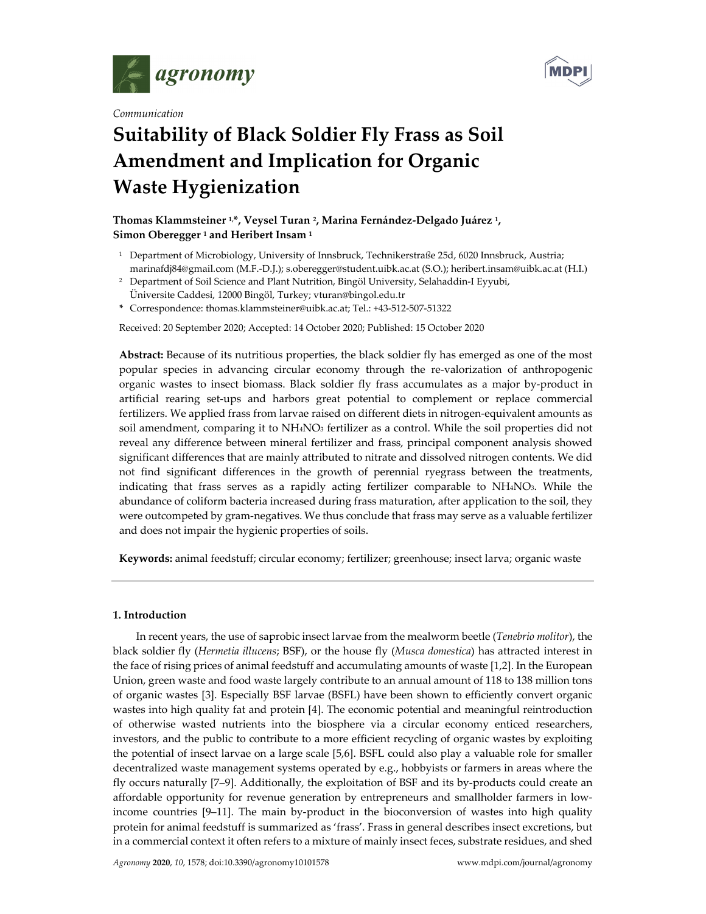*Communication*

# Suitability of Black Soldier Fly Frass as Soil Amendment and Implication for Organic Waste Hygienization

**Thomas Klammsteiner [1,*], Veysel Turan [2], Marina Fernández-Delgado Juárez [1], Simon Oberegger [1] and Heribert Insam [1]**

[1] Department of Microbiology, University of Innsbruck, Technikerstraße 25d, 6020 Innsbruck, Austria; marinafdj84@gmail.com (M.F.-D.J.); s.oberegger@student.uibk.ac.at (S.O.); heribert.insam@uibk.ac.at (H.I.)

[2] Department of Soil Science and Plant Nutrition, Bingöl University, Selahaddin-I Eyyubi, Üniversite Caddesi, 12000 Bingöl, Turkey; vturan@bingol.edu.tr

[*] Correspondence: thomas.klammsteiner@uibk.ac.at; Tel.: +43-512-507-51322

Received: 20 September 2020; Accepted: 14 October 2020; Published: 15 October 2020

**Abstract:** Because of its nutritious properties, the black soldier fly has emerged as one of the most popular species in advancing circular economy through the re-valorization of anthropogenic organic wastes to insect biomass. Black soldier fly frass accumulates as a major by-product in artificial rearing set-ups and harbors great potential to complement or replace commercial fertilizers. We applied frass from larvae raised on different diets in nitrogen-equivalent amounts as soil amendment, comparing it to $NH_4NO_3$ fertilizer as a control. While the soil properties did not reveal any difference between mineral fertilizer and frass, principal component analysis showed significant differences that are mainly attributed to nitrate and dissolved nitrogen contents. We did not find significant differences in the growth of perennial ryegrass between the treatments, indicating that frass serves as a rapidly acting fertilizer comparable to $NH_4NO_3$. While the abundance of coliform bacteria increased during frass maturation, after application to the soil, they were outcompeted by gram-negatives. We thus conclude that frass may serve as a valuable fertilizer and does not impair the hygienic properties of soils.

**Keywords:** animal feedstuff; circular economy; fertilizer; greenhouse; insect larva; organic waste

## 1. Introduction

In recent years, the use of saprobic insect larvae from the mealworm beetle (*Tenebrio molitor*), the black soldier fly (*Hermetia illucens*; BSF), or the house fly (*Musca domestica*) has attracted interest in the face of rising prices of animal feedstuff and accumulating amounts of waste [1,2]. In the European Union, green waste and food waste largely contribute to an annual amount of 118 to 138 million tons of organic wastes [3]. Especially BSF larvae (BSFL) have been shown to efficiently convert organic wastes into high quality fat and protein [4]. The economic potential and meaningful reintroduction of otherwise wasted nutrients into the biosphere via a circular economy enticed researchers, investors, and the public to contribute to a more efficient recycling of organic wastes by exploiting the potential of insect larvae on a large scale [5,6]. BSFL could also play a valuable role for smaller decentralized waste management systems operated by e.g., hobbyists or farmers in areas where the fly occurs naturally [7–9]. Additionally, the exploitation of BSF and its by-products could create an affordable opportunity for revenue generation by entrepreneurs and smallholder farmers in low-income countries [9–11]. The main by-product in the bioconversion of wastes into high quality protein for animal feedstuff is summarized as 'frass'. Frass in general describes insect excretions, but in a commercial context it often refers to a mixture of mainly insect feces, substrate residues, and shed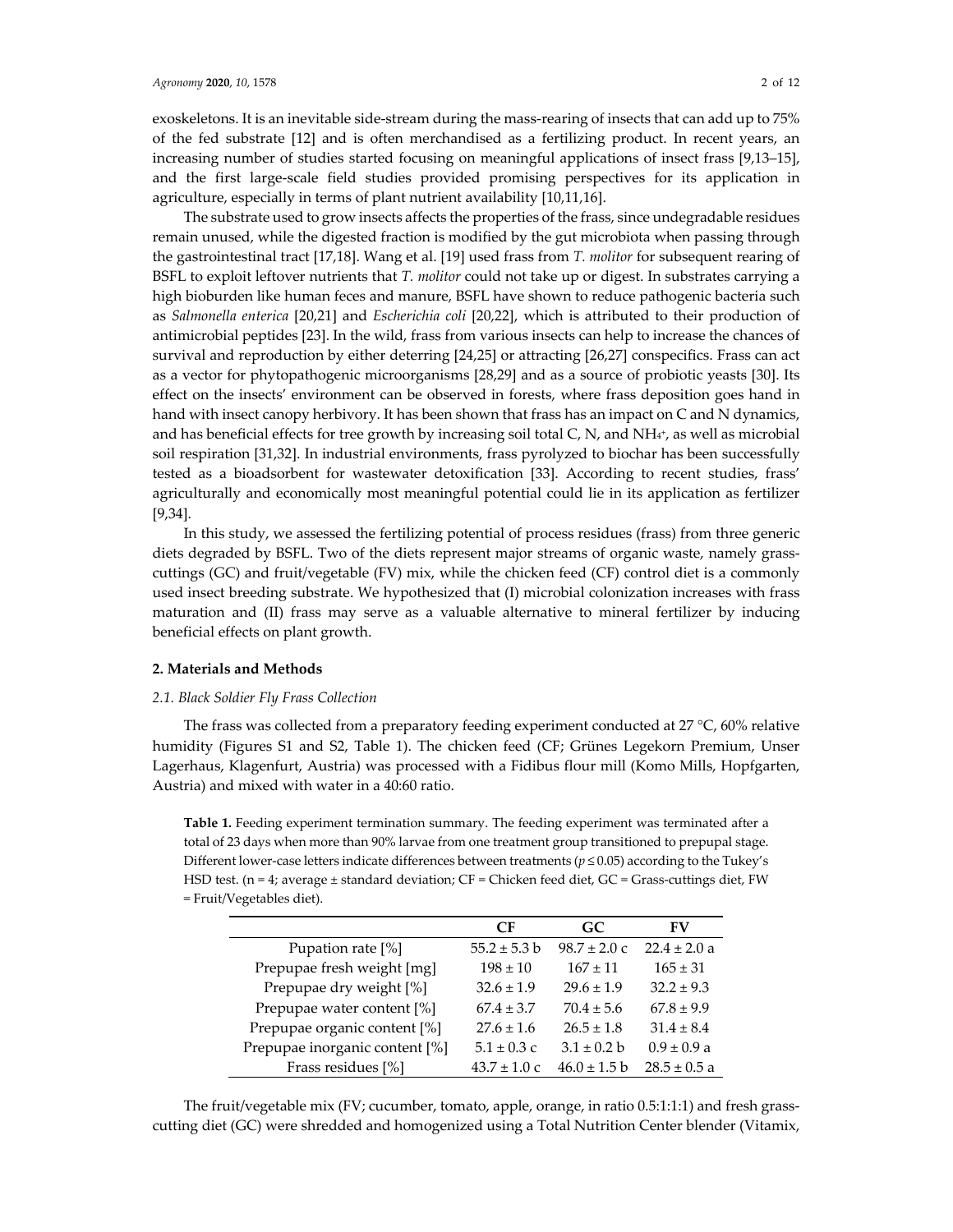exoskeletons. It is an inevitable side-stream during the mass-rearing of insects that can add up to 75% of the fed substrate [12] and is often merchandised as a fertilizing product. In recent years, an increasing number of studies started focusing on meaningful applications of insect frass [9,13–15], and the first large-scale field studies provided promising perspectives for its application in agriculture, especially in terms of plant nutrient availability [10,11,16].

The substrate used to grow insects affects the properties of the frass, since undegradable residues remain unused, while the digested fraction is modified by the gut microbiota when passing through the gastrointestinal tract [17,18]. Wang et al. [19] used frass from *T. molitor* for subsequent rearing of BSFL to exploit leftover nutrients that *T. molitor* could not take up or digest. In substrates carrying a high bioburden like human feces and manure, BSFL have shown to reduce pathogenic bacteria such as *Salmonella enterica* [20,21] and *Escherichia coli* [20,22], which is attributed to their production of antimicrobial peptides [23]. In the wild, frass from various insects can help to increase the chances of survival and reproduction by either deterring [24,25] or attracting [26,27] conspecifics. Frass can act as a vector for phytopathogenic microorganisms [28,29] and as a source of probiotic yeasts [30]. Its effect on the insects' environment can be observed in forests, where frass deposition goes hand in hand with insect canopy herbivory. It has been shown that frass has an impact on C and N dynamics, and has beneficial effects for tree growth by increasing soil total C, N, and $NH_4^+$, as well as microbial soil respiration [31,32]. In industrial environments, frass pyrolyzed to biochar has been successfully tested as a bioadsorbent for wastewater detoxification [33]. According to recent studies, frass' agriculturally and economically most meaningful potential could lie in its application as fertilizer [9,34].

In this study, we assessed the fertilizing potential of process residues (frass) from three generic diets degraded by BSFL. Two of the diets represent major streams of organic waste, namely grass-cuttings (GC) and fruit/vegetable (FV) mix, while the chicken feed (CF) control diet is a commonly used insect breeding substrate. We hypothesized that (I) microbial colonization increases with frass maturation and (II) frass may serve as a valuable alternative to mineral fertilizer by inducing beneficial effects on plant growth.

## 2. Materials and Methods

### 2.1. Black Soldier Fly Frass Collection

The frass was collected from a preparatory feeding experiment conducted at 27 °C, 60% relative humidity (Figures S1 and S2, Table 1). The chicken feed (CF; Grünes Legekorn Premium, Unser Lagerhaus, Klagenfurt, Austria) was processed with a Fidibus flour mill (Komo Mills, Hopfgarten, Austria) and mixed with water in a 40:60 ratio.

**Table 1.** Feeding experiment termination summary. The feeding experiment was terminated after a total of 23 days when more than 90% larvae from one treatment group transitioned to prepupal stage. Different lower-case letters indicate differences between treatments ($p \leq 0.05$) according to the Tukey's HSD test. (n = 4; average ± standard deviation; CF = Chicken feed diet, GC = Grass-cuttings diet, FW = Fruit/Vegetables diet).

| | CF | GC | FV |
|---|---|---|---|
| Pupation rate [%] | 55.2 ± 5.3 b | 98.7 ± 2.0 c | 22.4 ± 2.0 a |
| Prepupae fresh weight [mg] | 198 ± 10 | 167 ± 11 | 165 ± 31 |
| Prepupae dry weight [%] | 32.6 ± 1.9 | 29.6 ± 1.9 | 32.2 ± 9.3 |
| Prepupae water content [%] | 67.4 ± 3.7 | 70.4 ± 5.6 | 67.8 ± 9.9 |
| Prepupae organic content [%] | 27.6 ± 1.6 | 26.5 ± 1.8 | 31.4 ± 8.4 |
| Prepupae inorganic content [%] | 5.1 ± 0.3 c | 3.1 ± 0.2 b | 0.9 ± 0.9 a |
| Frass residues [%] | 43.7 ± 1.0 c | 46.0 ± 1.5 b | 28.5 ± 0.5 a |

The fruit/vegetable mix (FV; cucumber, tomato, apple, orange, in ratio 0.5:1:1:1) and fresh grass-cutting diet (GC) were shredded and homogenized using a Total Nutrition Center blender (Vitamix,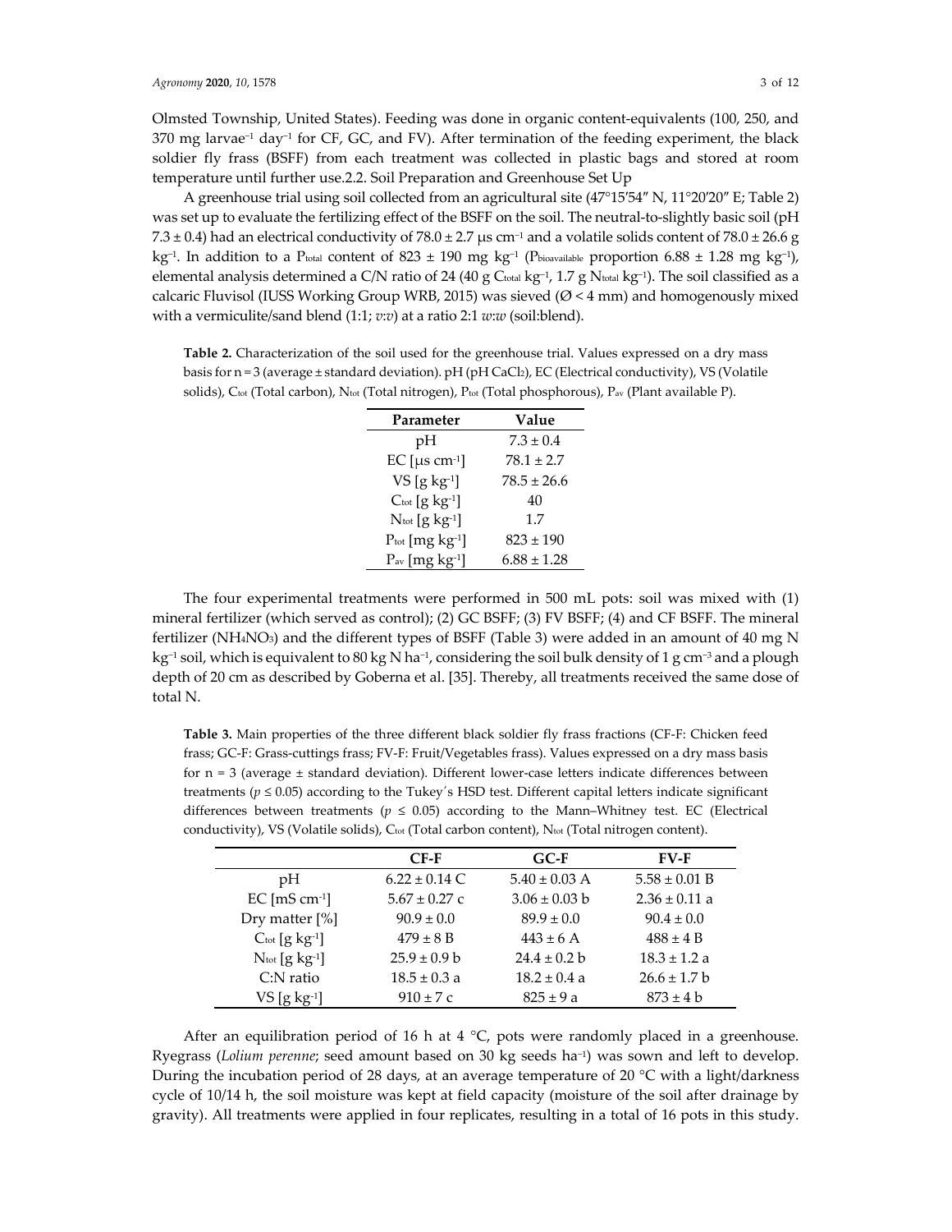Olmsted Township, United States). Feeding was done in organic content-equivalents (100, 250, and 370 mg larvae$^{-1}$ day$^{-1}$ for CF, GC, and FV). After termination of the feeding experiment, the black soldier fly frass (BSFF) from each treatment was collected in plastic bags and stored at room temperature until further use.2.2. Soil Preparation and Greenhouse Set Up

A greenhouse trial using soil collected from an agricultural site (47°15′54″ N, 11°20′20″ E; Table 2) was set up to evaluate the fertilizing effect of the BSFF on the soil. The neutral-to-slightly basic soil (pH 7.3 ± 0.4) had an electrical conductivity of 78.0 ± 2.7 μs cm$^{-1}$ and a volatile solids content of 78.0 ± 26.6 g kg$^{-1}$. In addition to a $P_{total}$ content of 823 ± 190 mg kg$^{-1}$ ($P_{bioavailable}$ proportion 6.88 ± 1.28 mg kg$^{-1}$), elemental analysis determined a C/N ratio of 24 (40 g $C_{total}$ kg$^{-1}$, 1.7 g $N_{total}$ kg$^{-1}$). The soil classified as a calcaric Fluvisol (IUSS Working Group WRB, 2015) was sieved (Ø < 4 mm) and homogenously mixed with a vermiculite/sand blend (1:1; *v:v*) at a ratio 2:1 *w:w* (soil:blend).

**Table 2.** Characterization of the soil used for the greenhouse trial. Values expressed on a dry mass basis for n = 3 (average ± standard deviation). pH (pH $CaCl_2$), EC (Electrical conductivity), VS (Volatile solids), $C_{tot}$ (Total carbon), $N_{tot}$ (Total nitrogen), $P_{tot}$ (Total phosphorous), $P_{av}$ (Plant available P).

| Parameter | Value |
|---|---|
| pH | 7.3 ± 0.4 |
| EC [μs cm$^{-1}$] | 78.1 ± 2.7 |
| VS [g kg$^{-1}$] | 78.5 ± 26.6 |
| $C_{tot}$ [g kg$^{-1}$] | 40 |
| $N_{tot}$ [g kg$^{-1}$] | 1.7 |
| $P_{tot}$ [mg kg$^{-1}$] | 823 ± 190 |
| $P_{av}$ [mg kg$^{-1}$] | 6.88 ± 1.28 |

The four experimental treatments were performed in 500 mL pots: soil was mixed with (1) mineral fertilizer (which served as control); (2) GC BSFF; (3) FV BSFF; (4) and CF BSFF. The mineral fertilizer ($NH_4NO_3$) and the different types of BSFF (Table 3) were added in an amount of 40 mg N kg$^{-1}$ soil, which is equivalent to 80 kg N ha$^{-1}$, considering the soil bulk density of 1 g cm$^{-3}$ and a plough depth of 20 cm as described by Goberna et al. [35]. Thereby, all treatments received the same dose of total N.

**Table 3.** Main properties of the three different black soldier fly frass fractions (CF-F: Chicken feed frass; GC-F: Grass-cuttings frass; FV-F: Fruit/Vegetables frass). Values expressed on a dry mass basis for n = 3 (average ± standard deviation). Different lower-case letters indicate differences between treatments ($p \le 0.05$) according to the Tukey´s HSD test. Different capital letters indicate significant differences between treatments ($p \le 0.05$) according to the Mann–Whitney test. EC (Electrical conductivity), VS (Volatile solids), $C_{tot}$ (Total carbon content), $N_{tot}$ (Total nitrogen content).

| | CF-F | GC-F | FV-F |
|---|---|---|---|
| pH | 6.22 ± 0.14 C | 5.40 ± 0.03 A | 5.58 ± 0.01 B |
| EC [mS cm$^{-1}$] | 5.67 ± 0.27 c | 3.06 ± 0.03 b | 2.36 ± 0.11 a |
| Dry matter [%] | 90.9 ± 0.0 | 89.9 ± 0.0 | 90.4 ± 0.0 |
| $C_{tot}$ [g kg$^{-1}$] | 479 ± 8 B | 443 ± 6 A | 488 ± 4 B |
| $N_{tot}$ [g kg$^{-1}$] | 25.9 ± 0.9 b | 24.4 ± 0.2 b | 18.3 ± 1.2 a |
| C:N ratio | 18.5 ± 0.3 a | 18.2 ± 0.4 a | 26.6 ± 1.7 b |
| VS [g kg$^{-1}$] | 910 ± 7 c | 825 ± 9 a | 873 ± 4 b |

After an equilibration period of 16 h at 4 °C, pots were randomly placed in a greenhouse. Ryegrass (*Lolium perenne*; seed amount based on 30 kg seeds ha$^{-1}$) was sown and left to develop. During the incubation period of 28 days, at an average temperature of 20 °C with a light/darkness cycle of 10/14 h, the soil moisture was kept at field capacity (moisture of the soil after drainage by gravity). All treatments were applied in four replicates, resulting in a total of 16 pots in this study.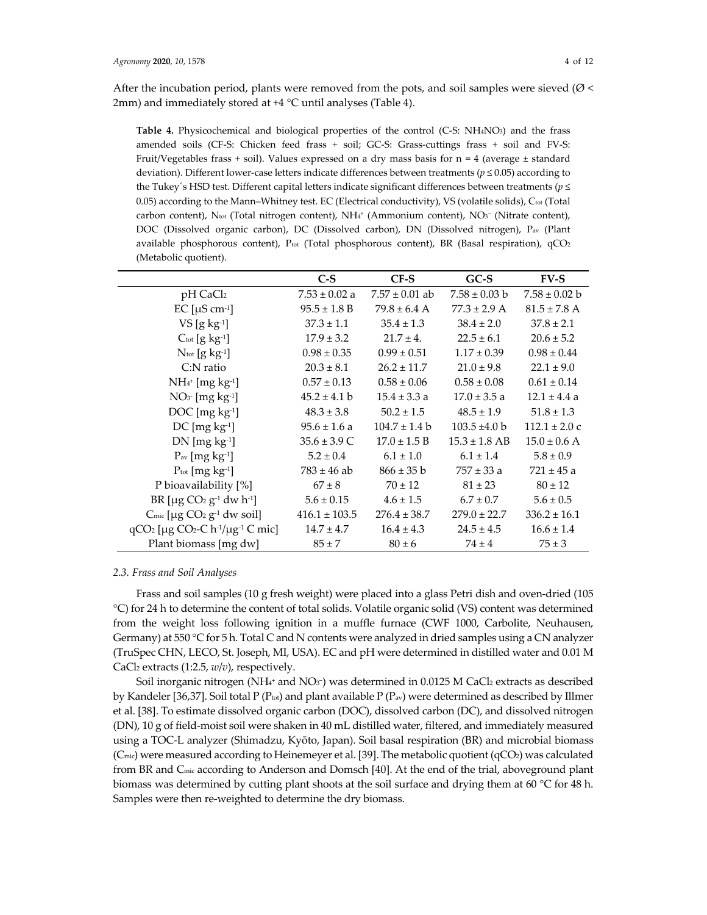After the incubation period, plants were removed from the pots, and soil samples were sieved (Ø < 2mm) and immediately stored at +4 °C until analyses (Table 4).

**Table 4.** Physicochemical and biological properties of the control (C-S: $NH_4NO_3$) and the frass amended soils (CF-S: Chicken feed frass + soil; GC-S: Grass-cuttings frass + soil and FV-S: Fruit/Vegetables frass + soil). Values expressed on a dry mass basis for n = 4 (average ± standard deviation). Different lower-case letters indicate differences between treatments ($p \leq 0.05$) according to the Tukey´s HSD test. Different capital letters indicate significant differences between treatments ($p \leq 0.05$) according to the Mann–Whitney test. EC (Electrical conductivity), VS (volatile solids), $C_{tot}$ (Total carbon content), $N_{tot}$ (Total nitrogen content), $NH_4^+$ (Ammonium content), $NO_3^-$ (Nitrate content), DOC (Dissolved organic carbon), DC (Dissolved carbon), DN (Dissolved nitrogen), $P_{av}$ (Plant available phosphorous content), $P_{tot}$ (Total phosphorous content), BR (Basal respiration), $qCO_2$ (Metabolic quotient).

| | C-S | CF-S | GC-S | FV-S |
|---|---|---|---|---|
| pH $CaCl_2$ | 7.53 ± 0.02 a | 7.57 ± 0.01 ab | 7.58 ± 0.03 b | 7.58 ± 0.02 b |
| EC [$\mu S\ cm^{-1}$] | 95.5 ± 1.8 B | 79.8 ± 6.4 A | 77.3 ± 2.9 A | 81.5 ± 7.8 A |
| VS [$g\ kg^{-1}$] | 37.3 ± 1.1 | 35.4 ± 1.3 | 38.4 ± 2.0 | 37.8 ± 2.1 |
| $C_{tot}$ [$g\ kg^{-1}$] | 17.9 ± 3.2 | 21.7 ± 4. | 22.5 ± 6.1 | 20.6 ± 5.2 |
| $N_{tot}$ [$g\ kg^{-1}$] | 0.98 ± 0.35 | 0.99 ± 0.51 | 1.17 ± 0.39 | 0.98 ± 0.44 |
| C:N ratio | 20.3 ± 8.1 | 26.2 ± 11.7 | 21.0 ± 9.8 | 22.1 ± 9.0 |
| $NH_4^+$ [$mg\ kg^{-1}$] | 0.57 ± 0.13 | 0.58 ± 0.06 | 0.58 ± 0.08 | 0.61 ± 0.14 |
| $NO_3^-$ [$mg\ kg^{-1}$] | 45.2 ± 4.1 b | 15.4 ± 3.3 a | 17.0 ± 3.5 a | 12.1 ± 4.4 a |
| DOC [$mg\ kg^{-1}$] | 48.3 ± 3.8 | 50.2 ± 1.5 | 48.5 ± 1.9 | 51.8 ± 1.3 |
| DC [$mg\ kg^{-1}$] | 95.6 ± 1.6 a | 104.7 ± 1.4 b | 103.5 ±4.0 b | 112.1 ± 2.0 c |
| DN [$mg\ kg^{-1}$] | 35.6 ± 3.9 C | 17.0 ± 1.5 B | 15.3 ± 1.8 AB | 15.0 ± 0.6 A |
| $P_{av}$ [$mg\ kg^{-1}$] | 5.2 ± 0.4 | 6.1 ± 1.0 | 6.1 ± 1.4 | 5.8 ± 0.9 |
| $P_{tot}$ [$mg\ kg^{-1}$] | 783 ± 46 ab | 866 ± 35 b | 757 ± 33 a | 721 ± 45 a |
| P bioavailability [%] | 67 ± 8 | 70 ± 12 | 81 ± 23 | 80 ± 12 |
| BR [$\mu g\ CO_2\ g^{-1}$ dw $h^{-1}$] | 5.6 ± 0.15 | 4.6 ± 1.5 | 6.7 ± 0.7 | 5.6 ± 0.5 |
| $C_{mic}$ [$\mu g\ CO_2\ g^{-1}$ dw soil] | 416.1 ± 103.5 | 276.4 ± 38.7 | 279.0 ± 22.7 | 336.2 ± 16.1 |
| $qCO_2$ [$\mu g\ CO_2$-C $h^{-1}/\mu g^{-1}$ C mic] | 14.7 ± 4.7 | 16.4 ± 4.3 | 24.5 ± 4.5 | 16.6 ± 1.4 |
| Plant biomass [mg dw] | 85 ± 7 | 80 ± 6 | 74 ± 4 | 75 ± 3 |

### 2.3. Frass and Soil Analyses

Frass and soil samples (10 g fresh weight) were placed into a glass Petri dish and oven-dried (105 °C) for 24 h to determine the content of total solids. Volatile organic solid (VS) content was determined from the weight loss following ignition in a muffle furnace (CWF 1000, Carbolite, Neuhausen, Germany) at 550 °C for 5 h. Total C and N contents were analyzed in dried samples using a CN analyzer (TruSpec CHN, LECO, St. Joseph, MI, USA). EC and pH were determined in distilled water and 0.01 M $CaCl_2$ extracts (1:2.5, *w*/*v*), respectively.

Soil inorganic nitrogen ($NH_4^+$ and $NO_3^-$) was determined in 0.0125 M $CaCl_2$ extracts as described by Kandeler [36,37]. Soil total P ($P_{tot}$) and plant available P ($P_{av}$) were determined as described by Illmer et al. [38]. To estimate dissolved organic carbon (DOC), dissolved carbon (DC), and dissolved nitrogen (DN), 10 g of field-moist soil were shaken in 40 mL distilled water, filtered, and immediately measured using a TOC-L analyzer (Shimadzu, Kyōto, Japan). Soil basal respiration (BR) and microbial biomass ($C_{mic}$) were measured according to Heinemeyer et al. [39]. The metabolic quotient ($qCO_2$) was calculated from BR and $C_{mic}$ according to Anderson and Domsch [40]. At the end of the trial, aboveground plant biomass was determined by cutting plant shoots at the soil surface and drying them at 60 °C for 48 h. Samples were then re-weighted to determine the dry biomass.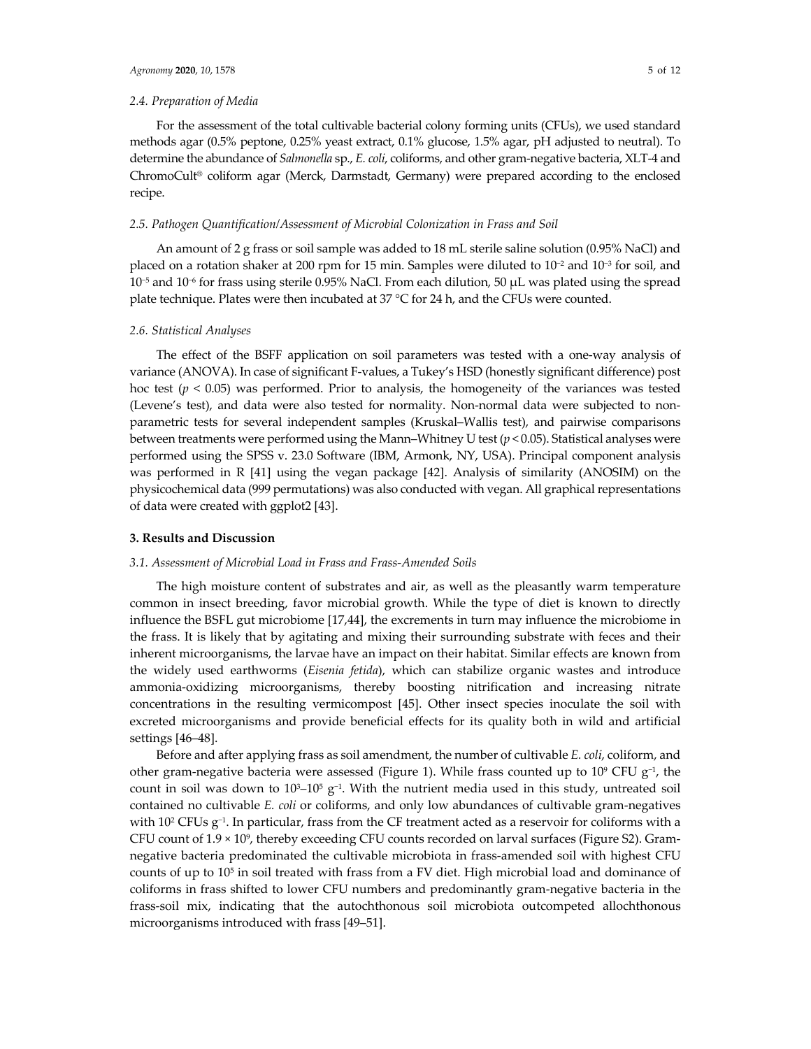### 2.4. Preparation of Media

For the assessment of the total cultivable bacterial colony forming units (CFUs), we used standard methods agar (0.5% peptone, 0.25% yeast extract, 0.1% glucose, 1.5% agar, pH adjusted to neutral). To determine the abundance of *Salmonella* sp., *E. coli*, coliforms, and other gram-negative bacteria, XLT-4 and ChromoCult® coliform agar (Merck, Darmstadt, Germany) were prepared according to the enclosed recipe.

### 2.5. Pathogen Quantification/Assessment of Microbial Colonization in Frass and Soil

An amount of 2 g frass or soil sample was added to 18 mL sterile saline solution (0.95% NaCl) and placed on a rotation shaker at 200 rpm for 15 min. Samples were diluted to $10^{-2}$ and $10^{-3}$ for soil, and $10^{-5}$ and $10^{-6}$ for frass using sterile 0.95% NaCl. From each dilution, 50 µL was plated using the spread plate technique. Plates were then incubated at 37 °C for 24 h, and the CFUs were counted.

### 2.6. Statistical Analyses

The effect of the BSFF application on soil parameters was tested with a one-way analysis of variance (ANOVA). In case of significant F-values, a Tukey's HSD (honestly significant difference) post hoc test ($p < 0.05$) was performed. Prior to analysis, the homogeneity of the variances was tested (Levene's test), and data were also tested for normality. Non-normal data were subjected to non-parametric tests for several independent samples (Kruskal–Wallis test), and pairwise comparisons between treatments were performed using the Mann–Whitney U test ($p < 0.05$). Statistical analyses were performed using the SPSS v. 23.0 Software (IBM, Armonk, NY, USA). Principal component analysis was performed in R [41] using the vegan package [42]. Analysis of similarity (ANOSIM) on the physicochemical data (999 permutations) was also conducted with vegan. All graphical representations of data were created with ggplot2 [43].

## 3. Results and Discussion

### 3.1. Assessment of Microbial Load in Frass and Frass-Amended Soils

The high moisture content of substrates and air, as well as the pleasantly warm temperature common in insect breeding, favor microbial growth. While the type of diet is known to directly influence the BSFL gut microbiome [17,44], the excrements in turn may influence the microbiome in the frass. It is likely that by agitating and mixing their surrounding substrate with feces and their inherent microorganisms, the larvae have an impact on their habitat. Similar effects are known from the widely used earthworms (*Eisenia fetida*), which can stabilize organic wastes and introduce ammonia-oxidizing microorganisms, thereby boosting nitrification and increasing nitrate concentrations in the resulting vermicompost [45]. Other insect species inoculate the soil with excreted microorganisms and provide beneficial effects for its quality both in wild and artificial settings [46–48].

Before and after applying frass as soil amendment, the number of cultivable *E. coli*, coliform, and other gram-negative bacteria were assessed (Figure 1). While frass counted up to $10^9$ CFU $g^{-1}$, the count in soil was down to $10^3$–$10^5$ $g^{-1}$. With the nutrient media used in this study, untreated soil contained no cultivable *E. coli* or coliforms, and only low abundances of cultivable gram-negatives with $10^2$ CFUs $g^{-1}$. In particular, frass from the CF treatment acted as a reservoir for coliforms with a CFU count of $1.9 \times 10^9$, thereby exceeding CFU counts recorded on larval surfaces (Figure S2). Gram-negative bacteria predominated the cultivable microbiota in frass-amended soil with highest CFU counts of up to $10^5$ in soil treated with frass from a FV diet. High microbial load and dominance of coliforms in frass shifted to lower CFU numbers and predominantly gram-negative bacteria in the frass-soil mix, indicating that the autochthonous soil microbiota outcompeted allochthonous microorganisms introduced with frass [49–51].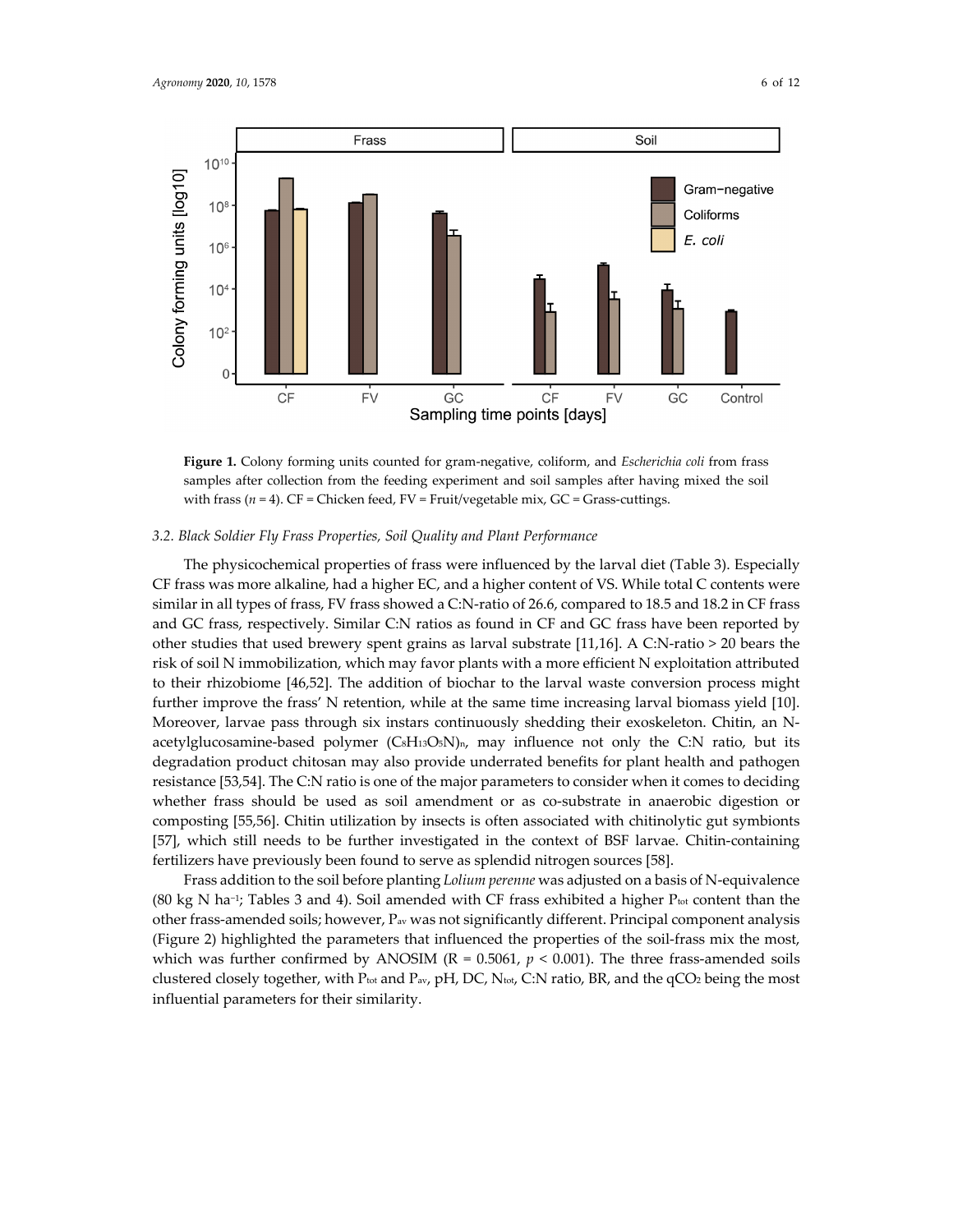Figure 1. Colony forming units counted for gram-negative, coliform, and *Escherichia coli* from frass samples after collection from the feeding experiment and soil samples after having mixed the soil with frass ($n = 4$). CF = Chicken feed, FV = Fruit/vegetable mix, GC = Grass-cuttings.

### 3.2. Black Soldier Fly Frass Properties, Soil Quality and Plant Performance

The physicochemical properties of frass were influenced by the larval diet (Table 3). Especially CF frass was more alkaline, had a higher EC, and a higher content of VS. While total C contents were similar in all types of frass, FV frass showed a C:N-ratio of 26.6, compared to 18.5 and 18.2 in CF frass and GC frass, respectively. Similar C:N ratios as found in CF and GC frass have been reported by other studies that used brewery spent grains as larval substrate [11,16]. A C:N-ratio > 20 bears the risk of soil N immobilization, which may favor plants with a more efficient N exploitation attributed to their rhizobiome [46,52]. The addition of biochar to the larval waste conversion process might further improve the frass' N retention, while at the same time increasing larval biomass yield [10]. Moreover, larvae pass through six instars continuously shedding their exoskeleton. Chitin, an N-acetylglucosamine-based polymer $(C_8H_{13}O_5N)_n$, may influence not only the C:N ratio, but its degradation product chitosan may also provide underrated benefits for plant health and pathogen resistance [53,54]. The C:N ratio is one of the major parameters to consider when it comes to deciding whether frass should be used as soil amendment or as co-substrate in anaerobic digestion or composting [55,56]. Chitin utilization by insects is often associated with chitinolytic gut symbionts [57], which still needs to be further investigated in the context of BSF larvae. Chitin-containing fertilizers have previously been found to serve as splendid nitrogen sources [58].

Frass addition to the soil before planting *Lolium perenne* was adjusted on a basis of N-equivalence (80 kg N $ha^{-1}$; Tables 3 and 4). Soil amended with CF frass exhibited a higher $P_{tot}$ content than the other frass-amended soils; however, $P_{av}$ was not significantly different. Principal component analysis (Figure 2) highlighted the parameters that influenced the properties of the soil-frass mix the most, which was further confirmed by ANOSIM ($R = 0.5061$, $p < 0.001$). The three frass-amended soils clustered closely together, with $P_{tot}$ and $P_{av}$, pH, DC, $N_{tot}$, C:N ratio, BR, and the $qCO_2$ being the most influential parameters for their similarity.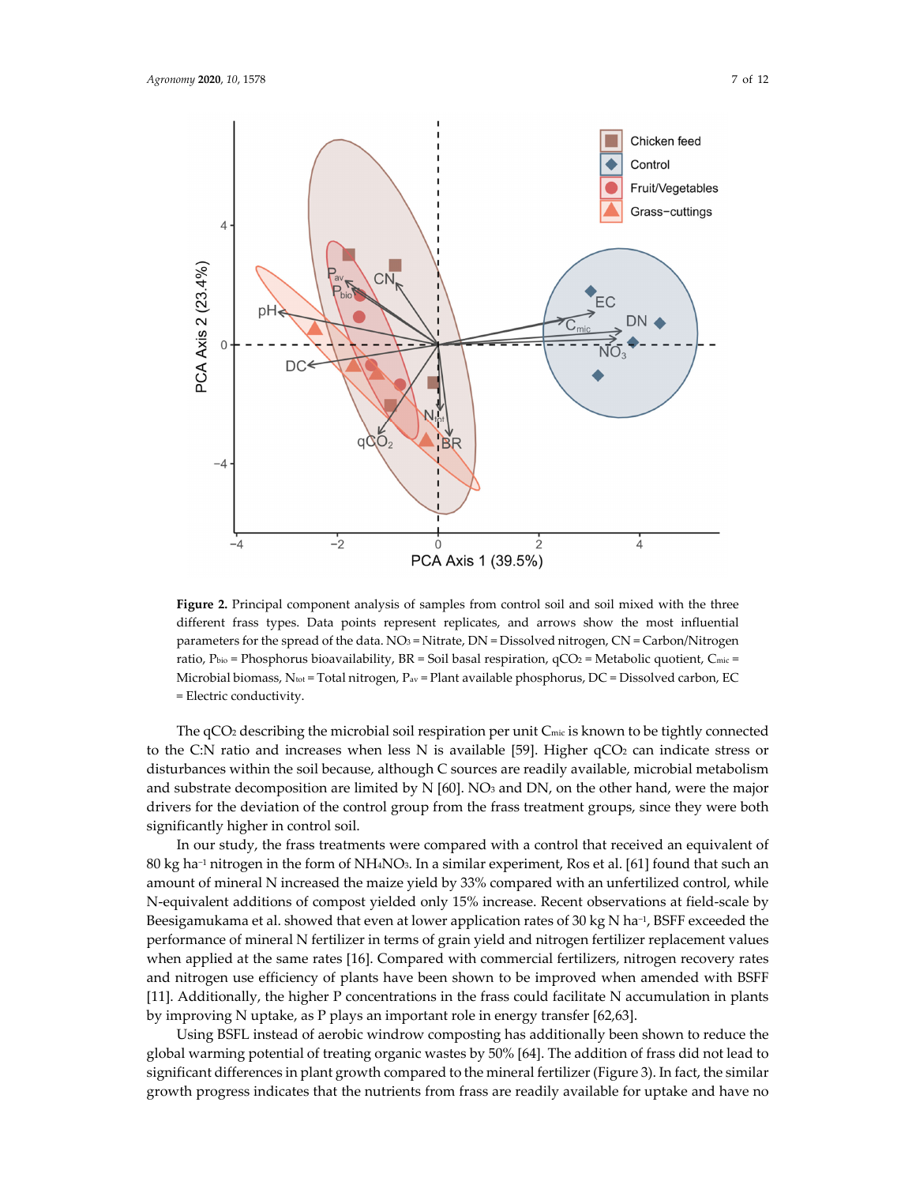**Figure 2.** Principal component analysis of samples from control soil and soil mixed with the three different frass types. Data points represent replicates, and arrows show the most influential parameters for the spread of the data. $NO_3$ = Nitrate, DN = Dissolved nitrogen, CN = Carbon/Nitrogen ratio, $P_{bio}$ = Phosphorus bioavailability, BR = Soil basal respiration, $qCO_2$ = Metabolic quotient, $C_{mic}$ = Microbial biomass, $N_{tot}$ = Total nitrogen, $P_{av}$ = Plant available phosphorus, DC = Dissolved carbon, EC = Electric conductivity.

The $qCO_2$ describing the microbial soil respiration per unit $C_{mic}$ is known to be tightly connected to the C:N ratio and increases when less N is available [59]. Higher $qCO_2$ can indicate stress or disturbances within the soil because, although C sources are readily available, microbial metabolism and substrate decomposition are limited by N [60]. $NO_3$ and DN, on the other hand, were the major drivers for the deviation of the control group from the frass treatment groups, since they were both significantly higher in control soil.

In our study, the frass treatments were compared with a control that received an equivalent of 80 kg ha$^{-1}$ nitrogen in the form of $NH_4NO_3$. In a similar experiment, Ros et al. [61] found that such an amount of mineral N increased the maize yield by 33% compared with an unfertilized control, while N-equivalent additions of compost yielded only 15% increase. Recent observations at field-scale by Beesigamukama et al. showed that even at lower application rates of 30 kg N ha$^{-1}$, BSFF exceeded the performance of mineral N fertilizer in terms of grain yield and nitrogen fertilizer replacement values when applied at the same rates [16]. Compared with commercial fertilizers, nitrogen recovery rates and nitrogen use efficiency of plants have been shown to be improved when amended with BSFF [11]. Additionally, the higher P concentrations in the frass could facilitate N accumulation in plants by improving N uptake, as P plays an important role in energy transfer [62,63].

Using BSFL instead of aerobic windrow composting has additionally been shown to reduce the global warming potential of treating organic wastes by 50% [64]. The addition of frass did not lead to significant differences in plant growth compared to the mineral fertilizer (Figure 3). In fact, the similar growth progress indicates that the nutrients from frass are readily available for uptake and have no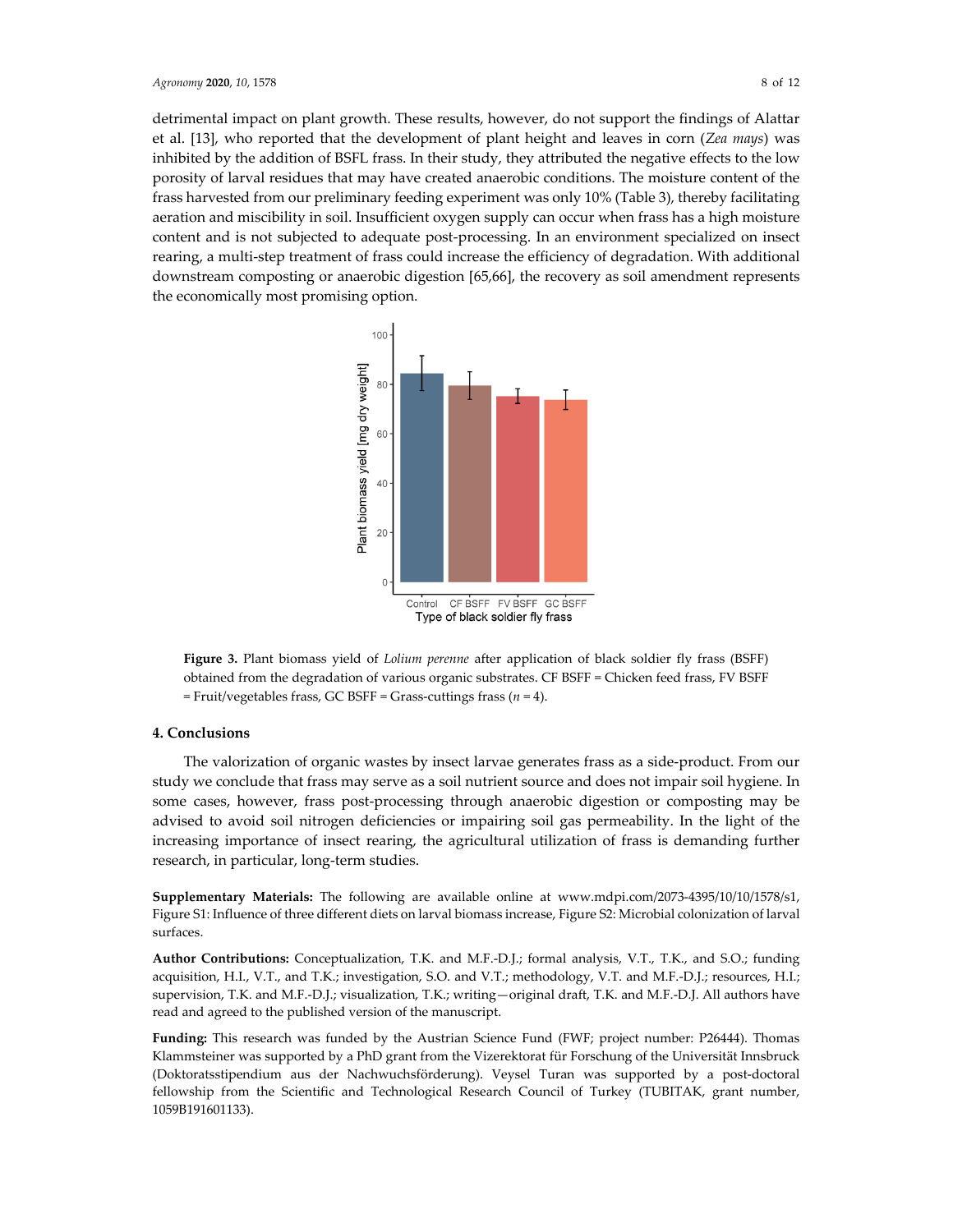detrimental impact on plant growth. These results, however, do not support the findings of Alattar et al. [13], who reported that the development of plant height and leaves in corn (*Zea mays*) was inhibited by the addition of BSFL frass. In their study, they attributed the negative effects to the low porosity of larval residues that may have created anaerobic conditions. The moisture content of the frass harvested from our preliminary feeding experiment was only 10% (Table 3), thereby facilitating aeration and miscibility in soil. Insufficient oxygen supply can occur when frass has a high moisture content and is not subjected to adequate post-processing. In an environment specialized on insect rearing, a multi-step treatment of frass could increase the efficiency of degradation. With additional downstream composting or anaerobic digestion [65,66], the recovery as soil amendment represents the economically most promising option.

**Figure 3.** Plant biomass yield of *Lolium perenne* after application of black soldier fly frass (BSFF) obtained from the degradation of various organic substrates. CF BSFF = Chicken feed frass, FV BSFF = Fruit/vegetables frass, GC BSFF = Grass-cuttings frass ($n$ = 4).

## 4. Conclusions

The valorization of organic wastes by insect larvae generates frass as a side-product. From our study we conclude that frass may serve as a soil nutrient source and does not impair soil hygiene. In some cases, however, frass post-processing through anaerobic digestion or composting may be advised to avoid soil nitrogen deficiencies or impairing soil gas permeability. In the light of the increasing importance of insect rearing, the agricultural utilization of frass is demanding further research, in particular, long-term studies.

**Supplementary Materials:** The following are available online at www.mdpi.com/2073-4395/10/10/1578/s1, Figure S1: Influence of three different diets on larval biomass increase, Figure S2: Microbial colonization of larval surfaces.

**Author Contributions:** Conceptualization, T.K. and M.F.-D.J.; formal analysis, V.T., T.K., and S.O.; funding acquisition, H.I., V.T., and T.K.; investigation, S.O. and V.T.; methodology, V.T. and M.F.-D.J.; resources, H.I.; supervision, T.K. and M.F.-D.J.; visualization, T.K.; writing—original draft, T.K. and M.F.-D.J. All authors have read and agreed to the published version of the manuscript.

**Funding:** This research was funded by the Austrian Science Fund (FWF; project number: P26444). Thomas Klammsteiner was supported by a PhD grant from the Vizerektorat für Forschung of the Universität Innsbruck (Doktoratsstipendium aus der Nachwuchsförderung). Veysel Turan was supported by a post-doctoral fellowship from the Scientific and Technological Research Council of Turkey (TUBITAK, grant number, 1059B191601133).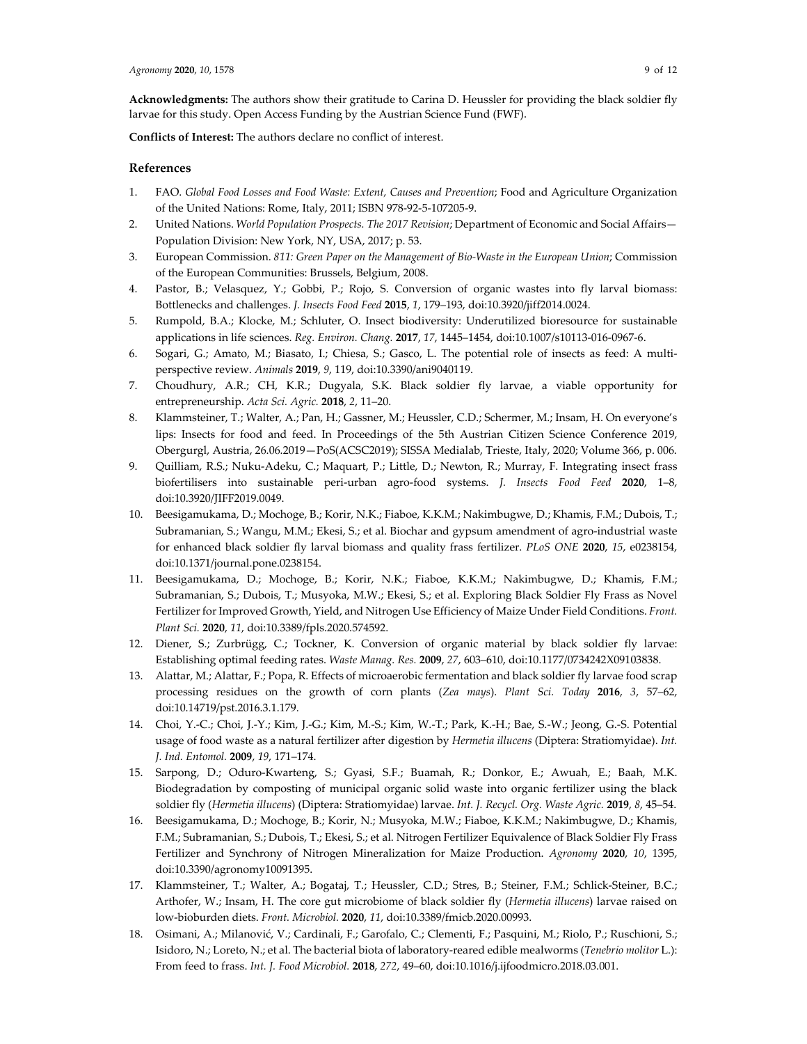**Acknowledgments:** The authors show their gratitude to Carina D. Heussler for providing the black soldier fly larvae for this study. Open Access Funding by the Austrian Science Fund (FWF).

**Conflicts of Interest:** The authors declare no conflict of interest.

## References

1. FAO. *Global Food Losses and Food Waste: Extent, Causes and Prevention*; Food and Agriculture Organization of the United Nations: Rome, Italy, 2011; ISBN 978-92-5-107205-9.
2. United Nations. *World Population Prospects. The 2017 Revision*; Department of Economic and Social Affairs—Population Division: New York, NY, USA, 2017; p. 53.
3. European Commission. *811: Green Paper on the Management of Bio-Waste in the European Union*; Commission of the European Communities: Brussels, Belgium, 2008.
4. Pastor, B.; Velasquez, Y.; Gobbi, P.; Rojo, S. Conversion of organic wastes into fly larval biomass: Bottlenecks and challenges. *J. Insects Food Feed* **2015**, *1*, 179–193, doi:10.3920/jiff2014.0024.
5. Rumpold, B.A.; Klocke, M.; Schluter, O. Insect biodiversity: Underutilized bioresource for sustainable applications in life sciences. *Reg. Environ. Chang.* **2017**, *17*, 1445–1454, doi:10.1007/s10113-016-0967-6.
6. Sogari, G.; Amato, M.; Biasato, I.; Chiesa, S.; Gasco, L. The potential role of insects as feed: A multi-perspective review. *Animals* **2019**, *9*, 119, doi:10.3390/ani9040119.
7. Choudhury, A.R.; CH, K.R.; Dugyala, S.K. Black soldier fly larvae, a viable opportunity for entrepreneurship. *Acta Sci. Agric.* **2018**, *2*, 11–20.
8. Klammsteiner, T.; Walter, A.; Pan, H.; Gassner, M.; Heussler, C.D.; Schermer, M.; Insam, H. On everyone's lips: Insects for food and feed. In Proceedings of the 5th Austrian Citizen Science Conference 2019, Obergurgl, Austria, 26.06.2019—PoS(ACSC2019); SISSA Medialab, Trieste, Italy, 2020; Volume 366, p. 006.
9. Quilliam, R.S.; Nuku-Adeku, C.; Maquart, P.; Little, D.; Newton, R.; Murray, F. Integrating insect frass biofertilisers into sustainable peri-urban agro-food systems. *J. Insects Food Feed* **2020**, 1–8, doi:10.3920/JIFF2019.0049.
10. Beesigamukama, D.; Mochoge, B.; Korir, N.K.; Fiaboe, K.K.M.; Nakimbugwe, D.; Khamis, F.M.; Dubois, T.; Subramanian, S.; Wangu, M.M.; Ekesi, S.; et al. Biochar and gypsum amendment of agro-industrial waste for enhanced black soldier fly larval biomass and quality frass fertilizer. *PLoS ONE* **2020**, *15*, e0238154, doi:10.1371/journal.pone.0238154.
11. Beesigamukama, D.; Mochoge, B.; Korir, N.K.; Fiaboe, K.K.M.; Nakimbugwe, D.; Khamis, F.M.; Subramanian, S.; Dubois, T.; Musyoka, M.W.; Ekesi, S.; et al. Exploring Black Soldier Fly Frass as Novel Fertilizer for Improved Growth, Yield, and Nitrogen Use Efficiency of Maize Under Field Conditions. *Front. Plant Sci.* **2020**, *11*, doi:10.3389/fpls.2020.574592.
12. Diener, S.; Zurbrügg, C.; Tockner, K. Conversion of organic material by black soldier fly larvae: Establishing optimal feeding rates. *Waste Manag. Res.* **2009**, *27*, 603–610, doi:10.1177/0734242X09103838.
13. Alattar, M.; Alattar, F.; Popa, R. Effects of microaerobic fermentation and black soldier fly larvae food scrap processing residues on the growth of corn plants (*Zea mays*). *Plant Sci. Today* **2016**, *3*, 57–62, doi:10.14719/pst.2016.3.1.179.
14. Choi, Y.-C.; Choi, J.-Y.; Kim, J.-G.; Kim, M.-S.; Kim, W.-T.; Park, K.-H.; Bae, S.-W.; Jeong, G.-S. Potential usage of food waste as a natural fertilizer after digestion by *Hermetia illucens* (Diptera: Stratiomyidae). *Int. J. Ind. Entomol.* **2009**, *19*, 171–174.
15. Sarpong, D.; Oduro-Kwarteng, S.; Gyasi, S.F.; Buamah, R.; Donkor, E.; Awuah, E.; Baah, M.K. Biodegradation by composting of municipal organic solid waste into organic fertilizer using the black soldier fly (*Hermetia illucens*) (Diptera: Stratiomyidae) larvae. *Int. J. Recycl. Org. Waste Agric.* **2019**, *8*, 45–54.
16. Beesigamukama, D.; Mochoge, B.; Korir, N.; Musyoka, M.W.; Fiaboe, K.K.M.; Nakimbugwe, D.; Khamis, F.M.; Subramanian, S.; Dubois, T.; Ekesi, S.; et al. Nitrogen Fertilizer Equivalence of Black Soldier Fly Frass Fertilizer and Synchrony of Nitrogen Mineralization for Maize Production. *Agronomy* **2020**, *10*, 1395, doi:10.3390/agronomy10091395.
17. Klammsteiner, T.; Walter, A.; Bogataj, T.; Heussler, C.D.; Stres, B.; Steiner, F.M.; Schlick-Steiner, B.C.; Arthofer, W.; Insam, H. The core gut microbiome of black soldier fly (*Hermetia illucens*) larvae raised on low-bioburden diets. *Front. Microbiol.* **2020**, *11*, doi:10.3389/fmicb.2020.00993.
18. Osimani, A.; Milanović, V.; Cardinali, F.; Garofalo, C.; Clementi, F.; Pasquini, M.; Riolo, P.; Ruschioni, S.; Isidoro, N.; Loreto, N.; et al. The bacterial biota of laboratory-reared edible mealworms (*Tenebrio molitor* L.): From feed to frass. *Int. J. Food Microbiol.* **2018**, *272*, 49–60, doi:10.1016/j.ijfoodmicro.2018.03.001.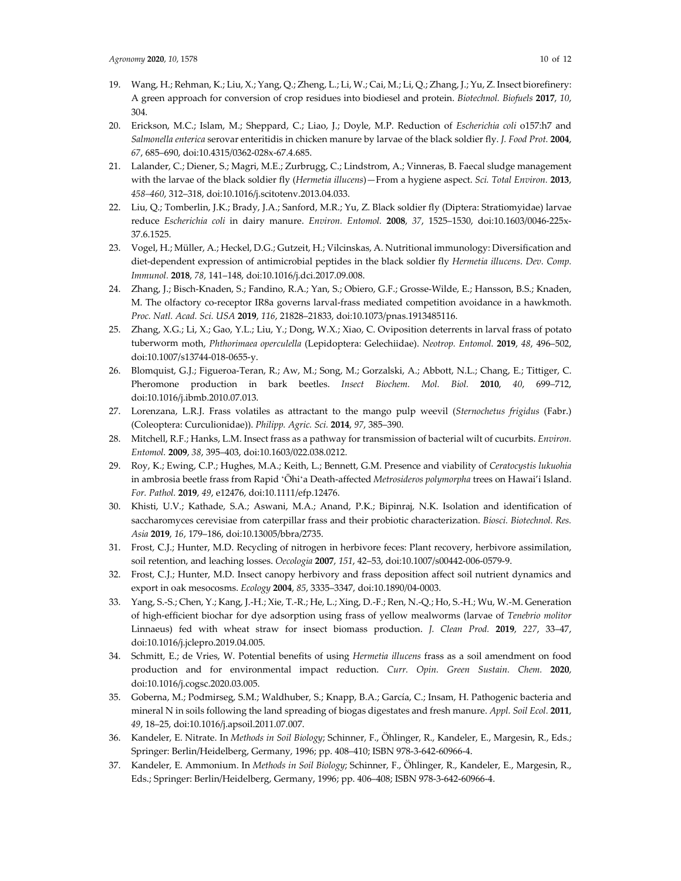19. Wang, H.; Rehman, K.; Liu, X.; Yang, Q.; Zheng, L.; Li, W.; Cai, M.; Li, Q.; Zhang, J.; Yu, Z. Insect biorefinery: A green approach for conversion of crop residues into biodiesel and protein. *Biotechnol. Biofuels* **2017**, *10*, 304.
20. Erickson, M.C.; Islam, M.; Sheppard, C.; Liao, J.; Doyle, M.P. Reduction of *Escherichia coli* o157:h7 and *Salmonella enterica* serovar enteritidis in chicken manure by larvae of the black soldier fly. *J. Food Prot.* **2004**, *67*, 685–690, doi:10.4315/0362-028x-67.4.685.
21. Lalander, C.; Diener, S.; Magri, M.E.; Zurbrugg, C.; Lindstrom, A.; Vinneras, B. Faecal sludge management with the larvae of the black soldier fly (*Hermetia illucens*)—From a hygiene aspect. *Sci. Total Environ.* **2013**, *458–460*, 312–318, doi:10.1016/j.scitotenv.2013.04.033.
22. Liu, Q.; Tomberlin, J.K.; Brady, J.A.; Sanford, M.R.; Yu, Z. Black soldier fly (Diptera: Stratiomyidae) larvae reduce *Escherichia coli* in dairy manure. *Environ. Entomol.* **2008**, *37*, 1525–1530, doi:10.1603/0046-225x-37.6.1525.
23. Vogel, H.; Müller, A.; Heckel, D.G.; Gutzeit, H.; Vilcinskas, A. Nutritional immunology: Diversification and diet-dependent expression of antimicrobial peptides in the black soldier fly *Hermetia illucens*. *Dev. Comp. Immunol.* **2018**, *78*, 141–148, doi:10.1016/j.dci.2017.09.008.
24. Zhang, J.; Bisch-Knaden, S.; Fandino, R.A.; Yan, S.; Obiero, G.F.; Grosse-Wilde, E.; Hansson, B.S.; Knaden, M. The olfactory co-receptor IR8a governs larval-frass mediated competition avoidance in a hawkmoth. *Proc. Natl. Acad. Sci. USA* **2019**, *116*, 21828–21833, doi:10.1073/pnas.1913485116.
25. Zhang, X.G.; Li, X.; Gao, Y.L.; Liu, Y.; Dong, W.X.; Xiao, C. Oviposition deterrents in larval frass of potato tuberworm moth, *Phthorimaea operculella* (Lepidoptera: Gelechiidae). *Neotrop. Entomol.* **2019**, *48*, 496–502, doi:10.1007/s13744-018-0655-y.
26. Blomquist, G.J.; Figueroa-Teran, R.; Aw, M.; Song, M.; Gorzalski, A.; Abbott, N.L.; Chang, E.; Tittiger, C. Pheromone production in bark beetles. *Insect Biochem. Mol. Biol.* **2010**, *40*, 699–712, doi:10.1016/j.ibmb.2010.07.013.
27. Lorenzana, L.R.J. Frass volatiles as attractant to the mango pulp weevil (*Sternochetus frigidus* (Fabr.) (Coleoptera: Curculionidae)). *Philipp. Agric. Sci.* **2014**, *97*, 385–390.
28. Mitchell, R.F.; Hanks, L.M. Insect frass as a pathway for transmission of bacterial wilt of cucurbits. *Environ. Entomol.* **2009**, *38*, 395–403, doi:10.1603/022.038.0212.
29. Roy, K.; Ewing, C.P.; Hughes, M.A.; Keith, L.; Bennett, G.M. Presence and viability of *Ceratocystis lukuohia* in ambrosia beetle frass from Rapid ʻŌhiʻa Death-affected *Metrosideros polymorpha* trees on Hawai'i Island. *For. Pathol.* **2019**, *49*, e12476, doi:10.1111/efp.12476.
30. Khisti, U.V.; Kathade, S.A.; Aswani, M.A.; Anand, P.K.; Bipinraj, N.K. Isolation and identification of saccharomyces cerevisiae from caterpillar frass and their probiotic characterization. *Biosci. Biotechnol. Res. Asia* **2019**, *16*, 179–186, doi:10.13005/bbra/2735.
31. Frost, C.J.; Hunter, M.D. Recycling of nitrogen in herbivore feces: Plant recovery, herbivore assimilation, soil retention, and leaching losses. *Oecologia* **2007**, *151*, 42–53, doi:10.1007/s00442-006-0579-9.
32. Frost, C.J.; Hunter, M.D. Insect canopy herbivory and frass deposition affect soil nutrient dynamics and export in oak mesocosms. *Ecology* **2004**, *85*, 3335–3347, doi:10.1890/04-0003.
33. Yang, S.-S.; Chen, Y.; Kang, J.-H.; Xie, T.-R.; He, L.; Xing, D.-F.; Ren, N.-Q.; Ho, S.-H.; Wu, W.-M. Generation of high-efficient biochar for dye adsorption using frass of yellow mealworms (larvae of *Tenebrio molitor* Linnaeus) fed with wheat straw for insect biomass production. *J. Clean Prod.* **2019**, *227*, 33–47, doi:10.1016/j.jclepro.2019.04.005.
34. Schmitt, E.; de Vries, W. Potential benefits of using *Hermetia illucens* frass as a soil amendment on food production and for environmental impact reduction. *Curr. Opin. Green Sustain. Chem.* **2020**, doi:10.1016/j.cogsc.2020.03.005.
35. Goberna, M.; Podmirseg, S.M.; Waldhuber, S.; Knapp, B.A.; García, C.; Insam, H. Pathogenic bacteria and mineral N in soils following the land spreading of biogas digestates and fresh manure. *Appl. Soil Ecol.* **2011**, *49*, 18–25, doi:10.1016/j.apsoil.2011.07.007.
36. Kandeler, E. Nitrate. In *Methods in Soil Biology*; Schinner, F., Öhlinger, R., Kandeler, E., Margesin, R., Eds.; Springer: Berlin/Heidelberg, Germany, 1996; pp. 408–410; ISBN 978-3-642-60966-4.
37. Kandeler, E. Ammonium. In *Methods in Soil Biology*; Schinner, F., Öhlinger, R., Kandeler, E., Margesin, R., Eds.; Springer: Berlin/Heidelberg, Germany, 1996; pp. 406–408; ISBN 978-3-642-60966-4.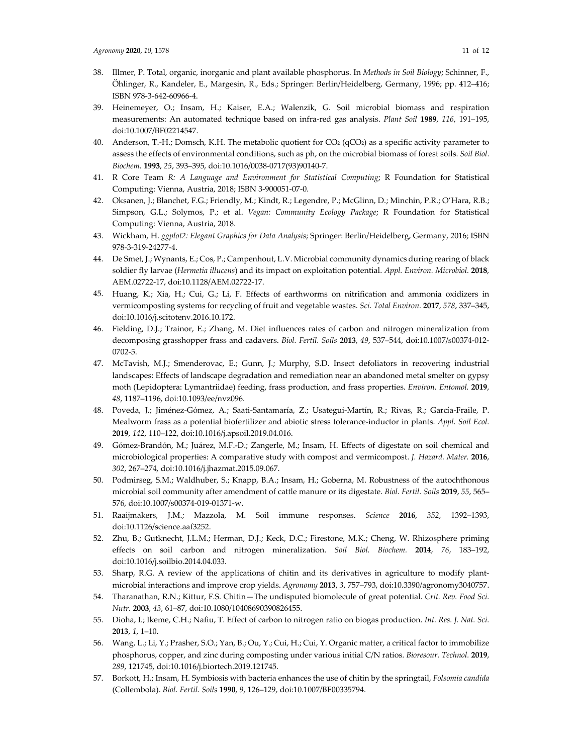38. Illmer, P. Total, organic, inorganic and plant available phosphorus. In *Methods in Soil Biology*; Schinner, F., Öhlinger, R., Kandeler, E., Margesin, R., Eds.; Springer: Berlin/Heidelberg, Germany, 1996; pp. 412–416; ISBN 978-3-642-60966-4.
39. Heinemeyer, O.; Insam, H.; Kaiser, E.A.; Walenzik, G. Soil microbial biomass and respiration measurements: An automated technique based on infra-red gas analysis. *Plant Soil* **1989**, *116*, 191–195, doi:10.1007/BF02214547.
40. Anderson, T.-H.; Domsch, K.H. The metabolic quotient for $CO_2$ ($qCO_2$) as a specific activity parameter to assess the effects of environmental conditions, such as ph, on the microbial biomass of forest soils. *Soil Biol. Biochem.* **1993**, *25*, 393–395, doi:10.1016/0038-0717(93)90140-7.
41. R Core Team *R: A Language and Environment for Statistical Computing*; R Foundation for Statistical Computing: Vienna, Austria, 2018; ISBN 3-900051-07-0.
42. Oksanen, J.; Blanchet, F.G.; Friendly, M.; Kindt, R.; Legendre, P.; McGlinn, D.; Minchin, P.R.; O'Hara, R.B.; Simpson, G.L.; Solymos, P.; et al. *Vegan: Community Ecology Package*; R Foundation for Statistical Computing: Vienna, Austria, 2018.
43. Wickham, H. *ggplot2: Elegant Graphics for Data Analysis*; Springer: Berlin/Heidelberg, Germany, 2016; ISBN 978-3-319-24277-4.
44. De Smet, J.; Wynants, E.; Cos, P.; Campenhout, L.V. Microbial community dynamics during rearing of black soldier fly larvae (*Hermetia illucens*) and its impact on exploitation potential. *Appl. Environ. Microbiol.* **2018**, AEM.02722-17, doi:10.1128/AEM.02722-17.
45. Huang, K.; Xia, H.; Cui, G.; Li, F. Effects of earthworms on nitrification and ammonia oxidizers in vermicomposting systems for recycling of fruit and vegetable wastes. *Sci. Total Environ.* **2017**, *578*, 337–345, doi:10.1016/j.scitotenv.2016.10.172.
46. Fielding, D.J.; Trainor, E.; Zhang, M. Diet influences rates of carbon and nitrogen mineralization from decomposing grasshopper frass and cadavers. *Biol. Fertil. Soils* **2013**, *49*, 537–544, doi:10.1007/s00374-012-0702-5.
47. McTavish, M.J.; Smenderovac, E.; Gunn, J.; Murphy, S.D. Insect defoliators in recovering industrial landscapes: Effects of landscape degradation and remediation near an abandoned metal smelter on gypsy moth (Lepidoptera: Lymantriidae) feeding, frass production, and frass properties. *Environ. Entomol.* **2019**, *48*, 1187–1196, doi:10.1093/ee/nvz096.
48. Poveda, J.; Jiménez-Gómez, A.; Saati-Santamaría, Z.; Usategui-Martín, R.; Rivas, R.; García-Fraile, P. Mealworm frass as a potential biofertilizer and abiotic stress tolerance-inductor in plants. *Appl. Soil Ecol.* **2019**, *142*, 110–122, doi:10.1016/j.apsoil.2019.04.016.
49. Gómez-Brandón, M.; Juárez, M.F.-D.; Zangerle, M.; Insam, H. Effects of digestate on soil chemical and microbiological properties: A comparative study with compost and vermicompost. *J. Hazard. Mater.* **2016**, *302*, 267–274, doi:10.1016/j.jhazmat.2015.09.067.
50. Podmirseg, S.M.; Waldhuber, S.; Knapp, B.A.; Insam, H.; Goberna, M. Robustness of the autochthonous microbial soil community after amendment of cattle manure or its digestate. *Biol. Fertil. Soils* **2019**, *55*, 565–576, doi:10.1007/s00374-019-01371-w.
51. Raaijmakers, J.M.; Mazzola, M. Soil immune responses. *Science* **2016**, *352*, 1392–1393, doi:10.1126/science.aaf3252.
52. Zhu, B.; Gutknecht, J.L.M.; Herman, D.J.; Keck, D.C.; Firestone, M.K.; Cheng, W. Rhizosphere priming effects on soil carbon and nitrogen mineralization. *Soil Biol. Biochem.* **2014**, *76*, 183–192, doi:10.1016/j.soilbio.2014.04.033.
53. Sharp, R.G. A review of the applications of chitin and its derivatives in agriculture to modify plant-microbial interactions and improve crop yields. *Agronomy* **2013**, *3*, 757–793, doi:10.3390/agronomy3040757.
54. Tharanathan, R.N.; Kittur, F.S. Chitin—The undisputed biomolecule of great potential. *Crit. Rev. Food Sci. Nutr.* **2003**, *43*, 61–87, doi:10.1080/10408690390826455.
55. Dioha, I.; Ikeme, C.H.; Nafiu, T. Effect of carbon to nitrogen ratio on biogas production. *Int. Res. J. Nat. Sci.* **2013**, *1*, 1–10.
56. Wang, L.; Li, Y.; Prasher, S.O.; Yan, B.; Ou, Y.; Cui, H.; Cui, Y. Organic matter, a critical factor to immobilize phosphorus, copper, and zinc during composting under various initial C/N ratios. *Bioresour. Technol.* **2019**, *289*, 121745, doi:10.1016/j.biortech.2019.121745.
57. Borkott, H.; Insam, H. Symbiosis with bacteria enhances the use of chitin by the springtail, *Folsomia candida* (Collembola). *Biol. Fertil. Soils* **1990**, *9*, 126–129, doi:10.1007/BF00335794.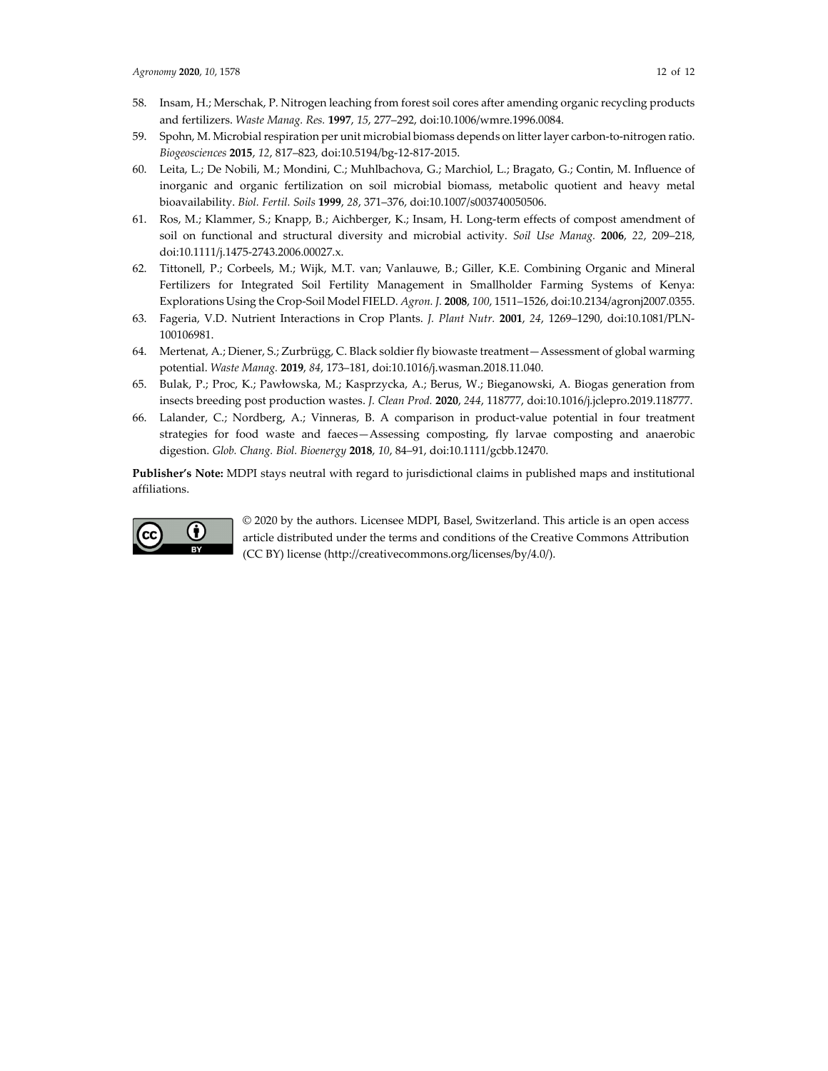58. Insam, H.; Merschak, P. Nitrogen leaching from forest soil cores after amending organic recycling products and fertilizers. *Waste Manag. Res.* **1997**, *15*, 277–292, doi:10.1006/wmre.1996.0084.
59. Spohn, M. Microbial respiration per unit microbial biomass depends on litter layer carbon-to-nitrogen ratio. *Biogeosciences* **2015**, *12*, 817–823, doi:10.5194/bg-12-817-2015.
60. Leita, L.; De Nobili, M.; Mondini, C.; Muhlbachova, G.; Marchiol, L.; Bragato, G.; Contin, M. Influence of inorganic and organic fertilization on soil microbial biomass, metabolic quotient and heavy metal bioavailability. *Biol. Fertil. Soils* **1999**, *28*, 371–376, doi:10.1007/s003740050506.
61. Ros, M.; Klammer, S.; Knapp, B.; Aichberger, K.; Insam, H. Long-term effects of compost amendment of soil on functional and structural diversity and microbial activity. *Soil Use Manag.* **2006**, *22*, 209–218, doi:10.1111/j.1475-2743.2006.00027.x.
62. Tittonell, P.; Corbeels, M.; Wijk, M.T. van; Vanlauwe, B.; Giller, K.E. Combining Organic and Mineral Fertilizers for Integrated Soil Fertility Management in Smallholder Farming Systems of Kenya: Explorations Using the Crop-Soil Model FIELD. *Agron. J.* **2008**, *100*, 1511–1526, doi:10.2134/agronj2007.0355.
63. Fageria, V.D. Nutrient Interactions in Crop Plants. *J. Plant Nutr.* **2001**, *24*, 1269–1290, doi:10.1081/PLN-100106981.
64. Mertenat, A.; Diener, S.; Zurbrügg, C. Black soldier fly biowaste treatment—Assessment of global warming potential. *Waste Manag.* **2019**, *84*, 173–181, doi:10.1016/j.wasman.2018.11.040.
65. Bulak, P.; Proc, K.; Pawłowska, M.; Kasprzycka, A.; Berus, W.; Bieganowski, A. Biogas generation from insects breeding post production wastes. *J. Clean Prod.* **2020**, *244*, 118777, doi:10.1016/j.jclepro.2019.118777.
66. Lalander, C.; Nordberg, A.; Vinneras, B. A comparison in product-value potential in four treatment strategies for food waste and faeces—Assessing composting, fly larvae composting and anaerobic digestion. *Glob. Chang. Biol. Bioenergy* **2018**, *10*, 84–91, doi:10.1111/gcbb.12470.

**Publisher's Note:** MDPI stays neutral with regard to jurisdictional claims in published maps and institutional affiliations.

© 2020 by the authors. Licensee MDPI, Basel, Switzerland. This article is an open access article distributed under the terms and conditions of the Creative Commons Attribution (CC BY) license (http://creativecommons.org/licenses/by/4.0/).